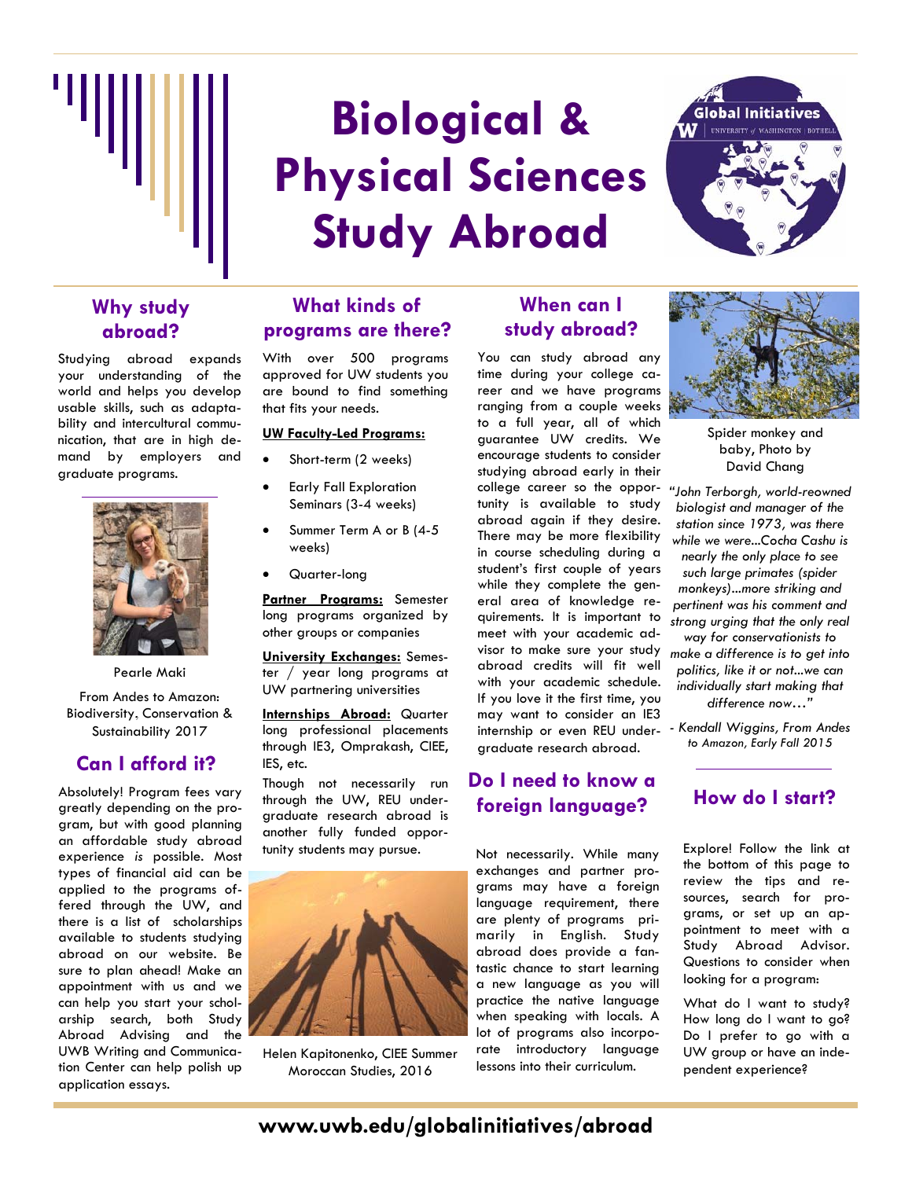# Biological & Physical Sciences Study Abroad

## Why study abroad?

Studying abroad expands your understanding of the world and helps you develop usable skills, such as adaptability and intercultural communication, that are in high demand by employers and graduate programs.

Pearle Maki

From Andes to Amazon: Biodiversity, Conservation & Sustainability 2017

## Can I afford it?

Absolutely! Program fees vary greatly depending on the program, but with good planning an affordable study abroad experience *is* possible. Most types of financial aid can be applied to the programs offered through the UW, and there is a list of scholarships available to students studying abroad on our website. Be sure to plan ahead! Make an appointment with us and we can help you start your scholarship search, both Study Abroad Advising and the UWB Writing and Communication Center can help polish up application essays.

## What kinds of programs are there?

With over 500 programs approved for UW students you are bound to find something that fits your needs.

**UW Faculty-Led Programs:**

- Short-term (2 weeks)
- Early Fall Exploration Seminars (3-4 weeks)
- Summer Term A or B (4-5 weeks)
- Quarter-long

**Partner Programs:** Semester long programs organized by other groups or companies

**University Exchanges:** Semester / year long programs at UW partnering universities

**Internships Abroad:** Quarter long professional placements through IE3, Omprakash, CIEE, IES, etc.

Though not necessarily run through the UW, REU undergraduate research abroad is another fully funded opportunity students may pursue.

Helen Kapitonenko, CIEE Summer Moroccan Studies, 2016

## When can I study abroad?

You can study abroad any time during your college career and we have programs ranging from a couple weeks to a full year, all of which guarantee UW credits. We encourage students to consider studying abroad early in their college career so the opportunity is available to study abroad again if they desire. There may be more flexibility in course scheduling during a student's first couple of years while they complete the general area of knowledge requirements. It is important to meet with your academic advisor to make sure your study abroad credits will fit well with your academic schedule. If you love it the first time, you may want to consider an IE3 internship or even REU undergraduate research abroad.

Spider monkey and baby, Photo by David Chang

*"John Terborgh, world-reowned biologist and manager of the station since 1973, was there while we were...Cocha Cashu is nearly the only place to see such large primates (spider monkeys)...more striking and pertinent was his comment and strong urging that the only real way for conservationists to make a difference is to get into politics, like it or not...we can individually start making that difference now…"*

*- Kendall Wiggins, From Andes to Amazon, Early Fall 2015*

## Do I need to know a foreign language?

Not necessarily. While many exchanges and partner programs may have a foreign language requirement, there are plenty of programs primarily in English. Study abroad does provide a fantastic chance to start learning a new language as you will practice the native language when speaking with locals. A lot of programs also incorporate introductory language lessons into their curriculum.

## How do I start?

Explore! Follow the link at the bottom of this page to review the tips and resources, search for programs, or set up an appointment to meet with a Study Abroad Advisor. Questions to consider when looking for a program:

What do I want to study? How long do I want to go? Do I prefer to go with a UW group or have an independent experience?

**www.uwb.edu/globalinitiatives/abroad**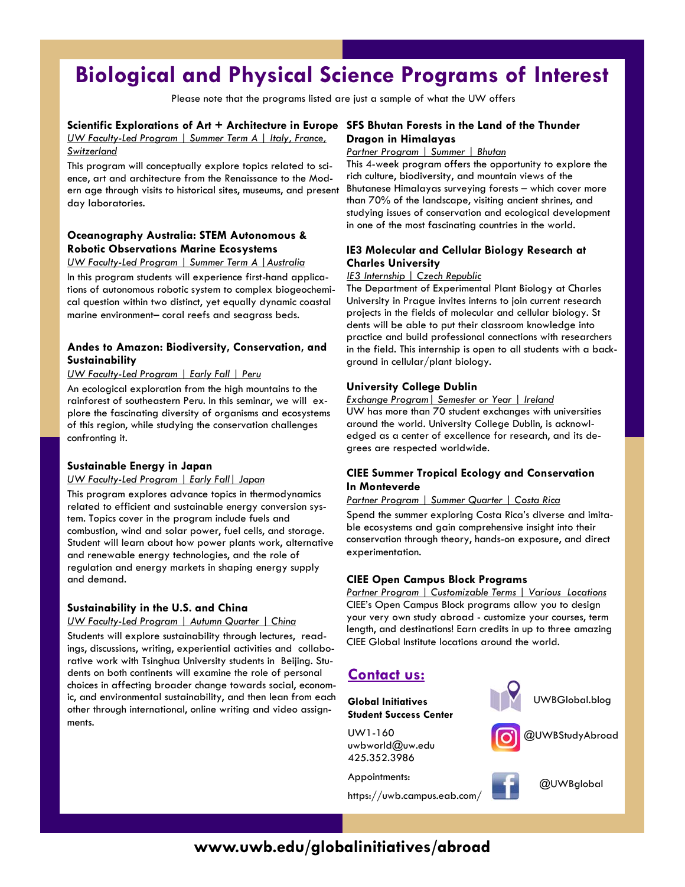# Biological and Physical Science Programs of Interest

Please note that the programs listed are just a sample of what the UW offers

### Scientific Explorations of Art + Architecture in Europe

*UW Faculty-Led Program | Summer Term A | Italy, France, Switzerland*

This program will conceptually explore topics related to science, art and architecture from the Renaissance to the Modern age through visits to historical sites, museums, and present day laboratories.

### Oceanography Australia: STEM Autonomous & Robotic Observations Marine Ecosystems

*UW Faculty-Led Program | Summer Term A |Australia*

In this program students will experience first-hand applications of autonomous robotic system to complex biogeochemical question within two distinct, yet equally dynamic coastal marine environment– coral reefs and seagrass beds.

### Andes to Amazon: Biodiversity, Conservation, and Sustainability

*UW Faculty-Led Program | Early Fall | Peru*

An ecological exploration from the high mountains to the rainforest of southeastern Peru. In this seminar, we will explore the fascinating diversity of organisms and ecosystems of this region, while studying the conservation challenges confronting it.

### Sustainable Energy in Japan

*UW Faculty-Led Program | Early Fall| Japan*

This program explores advance topics in thermodynamics related to efficient and sustainable energy conversion system. Topics cover in the program include fuels and combustion, wind and solar power, fuel cells, and storage. Student will learn about how power plants work, alternative and renewable energy technologies, and the role of regulation and energy markets in shaping energy supply and demand.

### Sustainability in the U.S. and China

*UW Faculty-Led Program | Autumn Quarter | China*

Students will explore sustainability through lectures, readings, discussions, writing, experiential activities and collaborative work with Tsinghua University students in Beijing. Students on both continents will examine the role of personal choices in affecting broader change towards social, economic, and environmental sustainability, and then lean from each other through international, online writing and video assignments.

### SFS Bhutan Forests in the Land of the Thunder Dragon in Himalayas

*Partner Program | Summer | Bhutan*

This 4-week program offers the opportunity to explore the rich culture, biodiversity, and mountain views of the Bhutanese Himalayas surveying forests – which cover more than 70% of the landscape, visiting ancient shrines, and studying issues of conservation and ecological development in one of the most fascinating countries in the world.

### IE3 Molecular and Cellular Biology Research at Charles University

*IE3 Internship | Czech Republic*

The Department of Experimental Plant Biology at Charles University in Prague invites interns to join current research projects in the fields of molecular and cellular biology. St dents will be able to put their classroom knowledge into practice and build professional connections with researchers in the field. This internship is open to all students with a background in cellular/plant biology.

### University College Dublin

*Exchange Program| Semester or Year | Ireland*

UW has more than 70 student exchanges with universities around the world. University College Dublin, is acknowledged as a center of excellence for research, and its degrees are respected worldwide.

### CIEE Summer Tropical Ecology and Conservation In Monteverde

*Partner Program | Summer Quarter | Costa Rica*

Spend the summer exploring Costa Rica's diverse and imitable ecosystems and gain comprehensive insight into their conservation through theory, hands-on exposure, and direct experimentation.

### CIEE Open Campus Block Programs

*Partner Program | Customizable Terms | Various Locations*

CIEE's Open Campus Block programs allow you to design your very own study abroad - customize your courses, term length, and destinations! Earn credits in up to three amazing CIEE Global Institute locations around the world.

## Contact us:

**Global Initiatives Student Success Center**

UW1-160
uwbworld@uw.edu
425.352.3986

Appointments:

https://uwb.campus.eab.com/

UWBGlobal.blog

@UWBStudyAbroad

@UWBglobal

**www.uwb.edu/globalinitiatives/abroad**